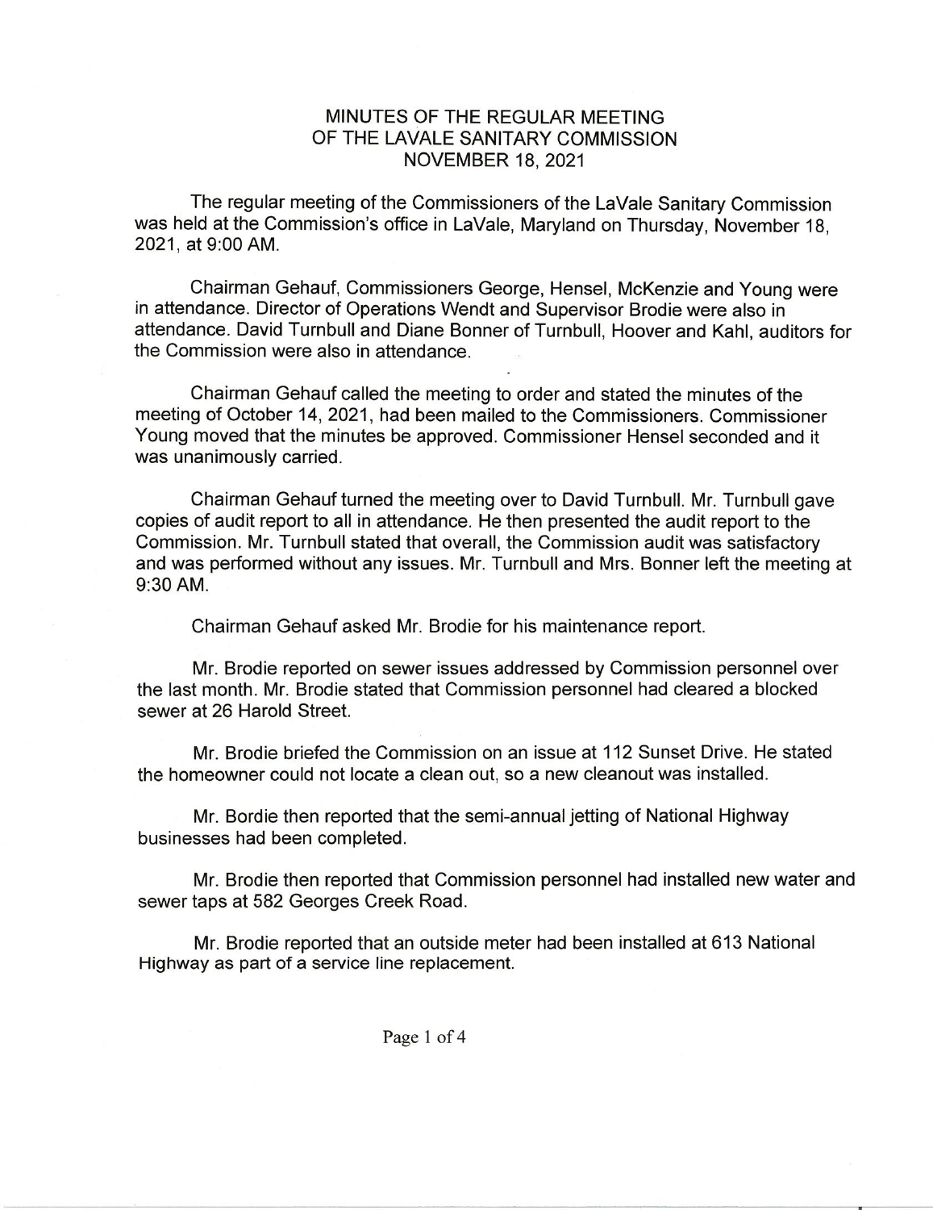# MINUTES OF THE REGULAR MEETING OF THE LAVALE SANITARY COMMISSION NOVEMBER 18, 2021

The regular meeting of the Commissioners of the LaVale Sanitary Commission was held at the Commission's office in LaVale, Maryland on Thursday, November 18, 2021, at 9:00 AM.

Chairman Gehauf, Commissioners George, Hensel, McKenzie and Young were in attendance. Director of Operations Wendt and Supervisor Brodie were also in attendance. David Turnbull and Diane Bonner of Turnbull, Hoover and Kahl, auditors for the Commission were also in attendance.

Chairman Gehauf called the meeting to order and stated the minutes of the meeting of October 14, 2021, had been mailed to the Commissioners. Commissioner Young moved that the minutes be approved. Commissioner Hensel seconded and it was unanimously carried.

Chairman Gehauf turned the meeting over to David Turnbull. Mr. Turnbull gave copies of audit report to all in attendance. He then presented the audit report to the Commission. Mr. Turnbull stated that overall, the Commission audit was satisfactory and was performed without any issues. Mr. Turnbull and Mrs. Bonner left the meeting at 9:30 AM.

Chairman Gehauf asked Mr. Brodie for his maintenance report.

Mr. Brodie reported on sewer issues addressed by Commission personnel over the last month. Mr. Brodie stated that Commission personnel had cleared a blocked sewer at 26 Harold Street.

Mr. Brodie briefed the Commission on an issue at 112 Sunset Drive. He stated the homeowner could not locate a clean out, so a new cleanout was installed.

Mr. Bordie then reported that the semi-annual jetting of National Highway businesses had been completed.

Mr. Brodie then reported that Commission personnel had installed new water and sewer taps at 582 Georges Creek Road.

Mr. Brodie reported that an outside meter had been installed at 613 National Highway as part of a service line replacement.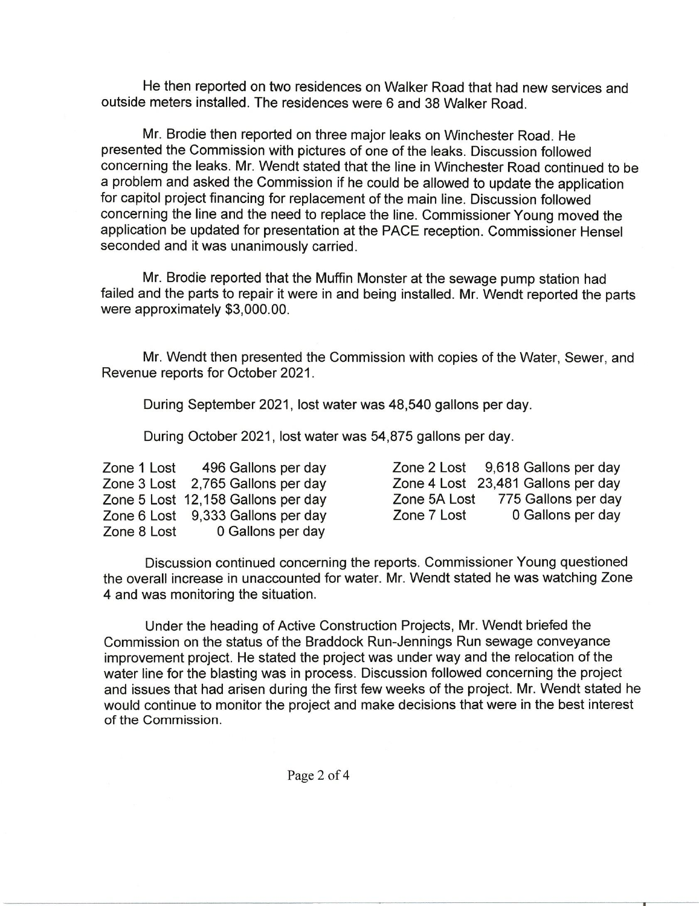He then reported on two residences on Walker Road that had new services and outside meters installed. The residences were 6 and 38 Walker Road.

Mr. Brodie then reported on three major leaks on Winchester Road. He presented the Commission with pictures of one of the leaks. Discussion followed concerning the leaks. Mr. Wendt stated that the line in Winchester Road continued to be a problem and asked the Commission if he could be allowed to update the application for capitol project financing for replacement of the main line. Discussion followed concerning the line and the need to replace the line. Commissioner Young moved the application be updated for presentation at the PACE reception. Commissioner Hensel seconded and it was unanimously carried.

Mr. Brodie reported that the Muffin Monster at the sewage pump station had failed and the parts to repair it were in and being installed. Mr. Wendt reported the parts were approximately $3,000.00.

Mr. Wendt then presented the Commission with copies of the Water, Sewer, and Revenue reports for October 2021.

During September 2021, lost water was 48,540 gallons per day.

During October 2021, lost water was 54,875 gallons per day.

| Zone | Lost | Zone | Lost |
|---|---|---|---|
| Zone 1 Lost | 496 Gallons per day | Zone 2 Lost | 9,618 Gallons per day |
| Zone 3 Lost | 2,765 Gallons per day | Zone 4 Lost | 23,481 Gallons per day |
| Zone 5 Lost | 12,158 Gallons per day | Zone 5A Lost | 775 Gallons per day |
| Zone 6 Lost | 9,333 Gallons per day | Zone 7 Lost | 0 Gallons per day |
| Zone 8 Lost | 0 Gallons per day | | |

Discussion continued concerning the reports. Commissioner Young questioned the overall increase in unaccounted for water. Mr. Wendt stated he was watching Zone 4 and was monitoring the situation.

Under the heading of Active Construction Projects, Mr. Wendt briefed the Commission on the status of the Braddock Run-Jennings Run sewage conveyance improvement project. He stated the project was under way and the relocation of the water line for the blasting was in process. Discussion followed concerning the project and issues that had arisen during the first few weeks of the project. Mr. Wendt stated he would continue to monitor the project and make decisions that were in the best interest of the Commission.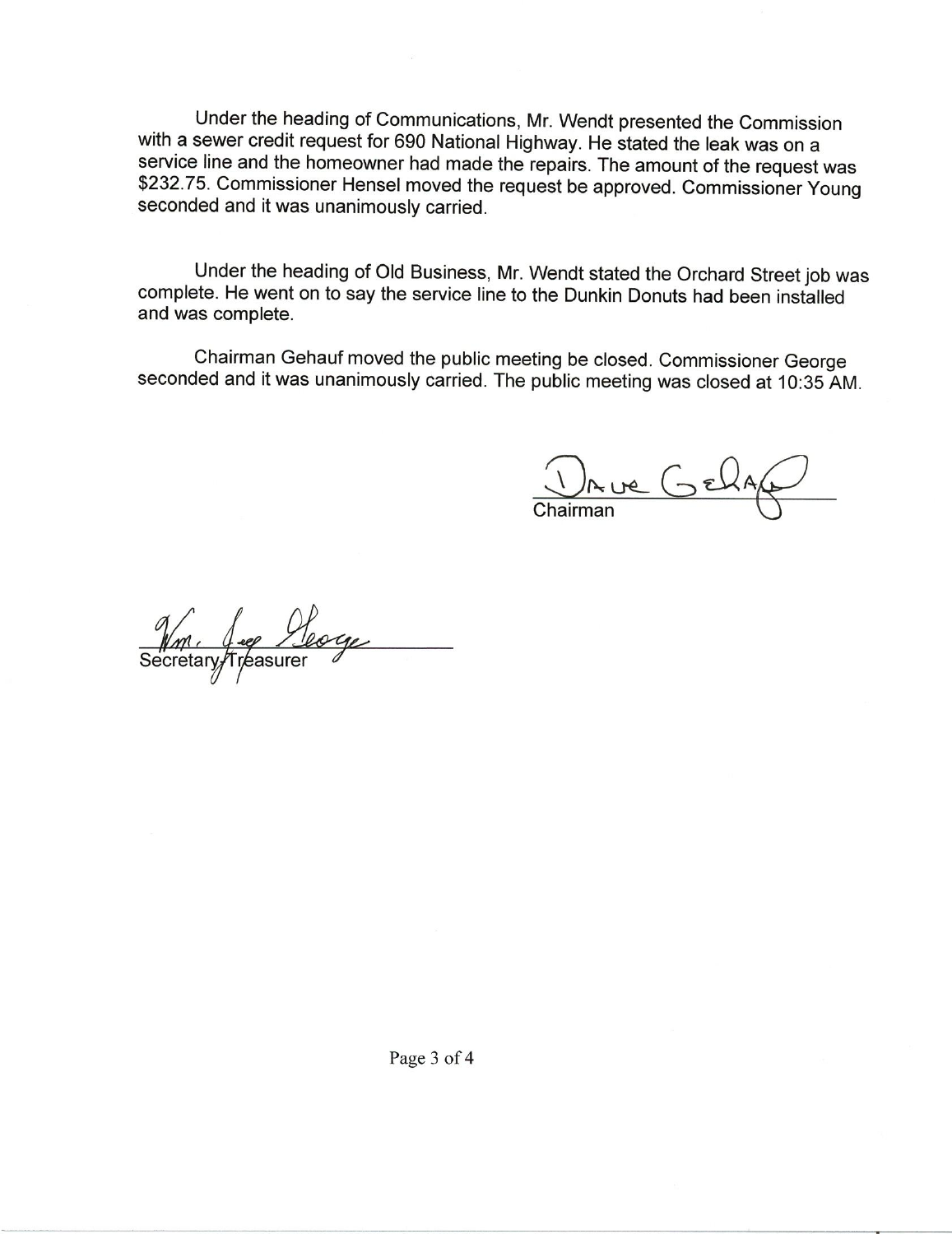Under the heading of Communications, Mr. Wendt presented the Commission with a sewer credit request for 690 National Highway. He stated the leak was on a service line and the homeowner had made the repairs. The amount of the request was $232.75. Commissioner Hensel moved the request be approved. Commissioner Young seconded and it was unanimously carried.

Under the heading of Old Business, Mr. Wendt stated the Orchard Street job was complete. He went on to say the service line to the Dunkin Donuts had been installed and was complete.

Chairman Gehauf moved the public meeting be closed. Commissioner George seconded and it was unanimously carried. The public meeting was closed at 10:35 AM.

Dave Gehauf
Chairman

Wm. Jeff George
Secretary/Treasurer